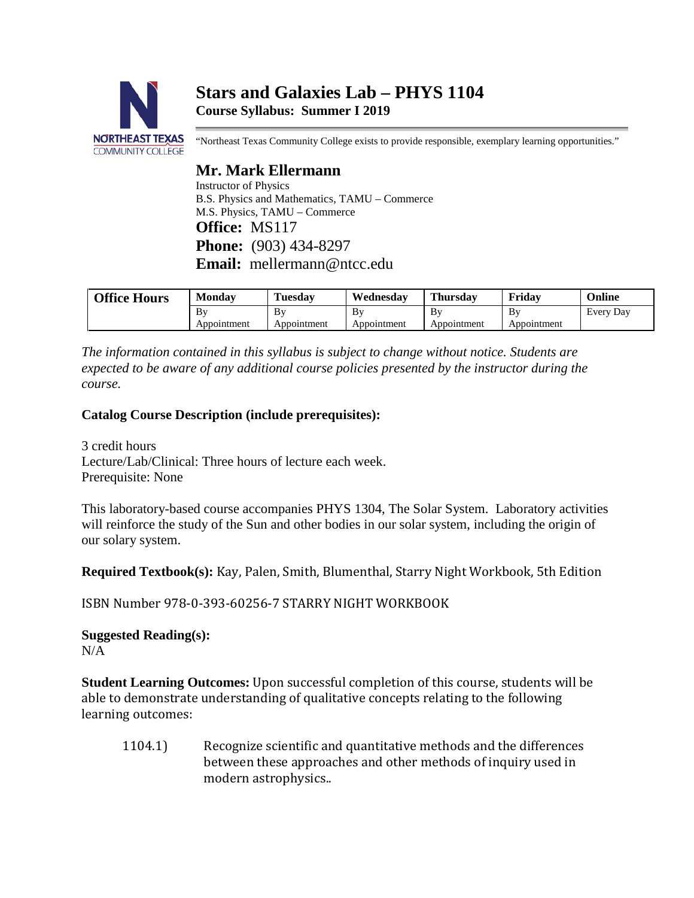# Stars and Galaxies Lab – PHYS 1104

**Course Syllabus: Summer I 2019**

"Northeast Texas Community College exists to provide responsible, exemplary learning opportunities."

## Mr. Mark Ellermann

Instructor of Physics
B.S. Physics and Mathematics, TAMU – Commerce
M.S. Physics, TAMU – Commerce

**Office:** MS117
**Phone:** (903) 434-8297
**Email:** mellermann@ntcc.edu

| Office Hours | Monday | Tuesday | Wednesday | Thursday | Friday | Online |
|---|---|---|---|---|---|---|
| | By Appointment | By Appointment | By Appointment | By Appointment | By Appointment | Every Day |

*The information contained in this syllabus is subject to change without notice. Students are expected to be aware of any additional course policies presented by the instructor during the course.*

**Catalog Course Description (include prerequisites):**

3 credit hours
Lecture/Lab/Clinical: Three hours of lecture each week.
Prerequisite: None

This laboratory-based course accompanies PHYS 1304, The Solar System. Laboratory activities will reinforce the study of the Sun and other bodies in our solar system, including the origin of our solary system.

**Required Textbook(s):** Kay, Palen, Smith, Blumenthal, Starry Night Workbook, 5th Edition

ISBN Number 978-0-393-60256-7 STARRY NIGHT WORKBOOK

**Suggested Reading(s):**
N/A

**Student Learning Outcomes:** Upon successful completion of this course, students will be able to demonstrate understanding of qualitative concepts relating to the following learning outcomes:

1104.1) Recognize scientific and quantitative methods and the differences between these approaches and other methods of inquiry used in modern astrophysics..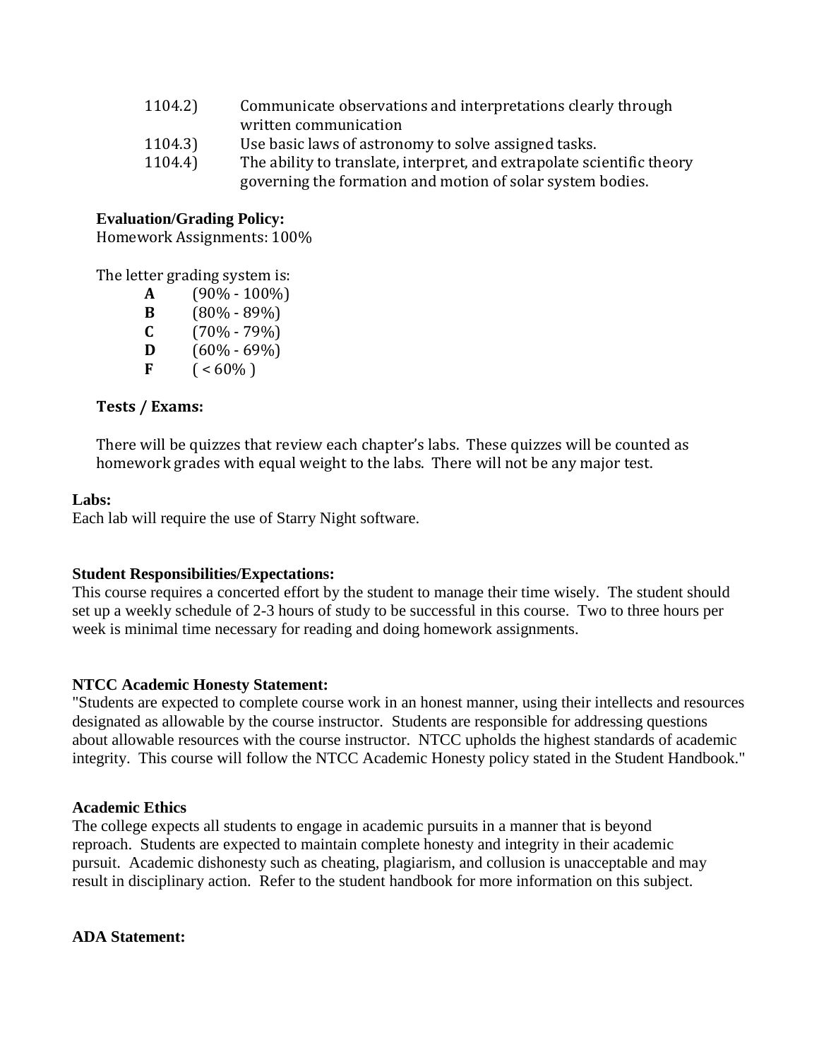| | |
|---|---|
| 1104.2) | Communicate observations and interpretations clearly through written communication |
| 1104.3) | Use basic laws of astronomy to solve assigned tasks. |
| 1104.4) | The ability to translate, interpret, and extrapolate scientific theory governing the formation and motion of solar system bodies. |

**Evaluation/Grading Policy:**
Homework Assignments: 100%

The letter grading system is:

| | |
|---|---|
| **A** | (90% - 100%) |
| **B** | (80% - 89%) |
| **C** | (70% - 79%) |
| **D** | (60% - 69%) |
| **F** | ( < 60% ) |

**Tests / Exams:**

There will be quizzes that review each chapter's labs. These quizzes will be counted as homework grades with equal weight to the labs. There will not be any major test.

**Labs:**
Each lab will require the use of Starry Night software.

**Student Responsibilities/Expectations:**
This course requires a concerted effort by the student to manage their time wisely. The student should set up a weekly schedule of 2-3 hours of study to be successful in this course. Two to three hours per week is minimal time necessary for reading and doing homework assignments.

**NTCC Academic Honesty Statement:**
"Students are expected to complete course work in an honest manner, using their intellects and resources designated as allowable by the course instructor. Students are responsible for addressing questions about allowable resources with the course instructor. NTCC upholds the highest standards of academic integrity. This course will follow the NTCC Academic Honesty policy stated in the Student Handbook."

**Academic Ethics**
The college expects all students to engage in academic pursuits in a manner that is beyond reproach. Students are expected to maintain complete honesty and integrity in their academic pursuit. Academic dishonesty such as cheating, plagiarism, and collusion is unacceptable and may result in disciplinary action. Refer to the student handbook for more information on this subject.

**ADA Statement:**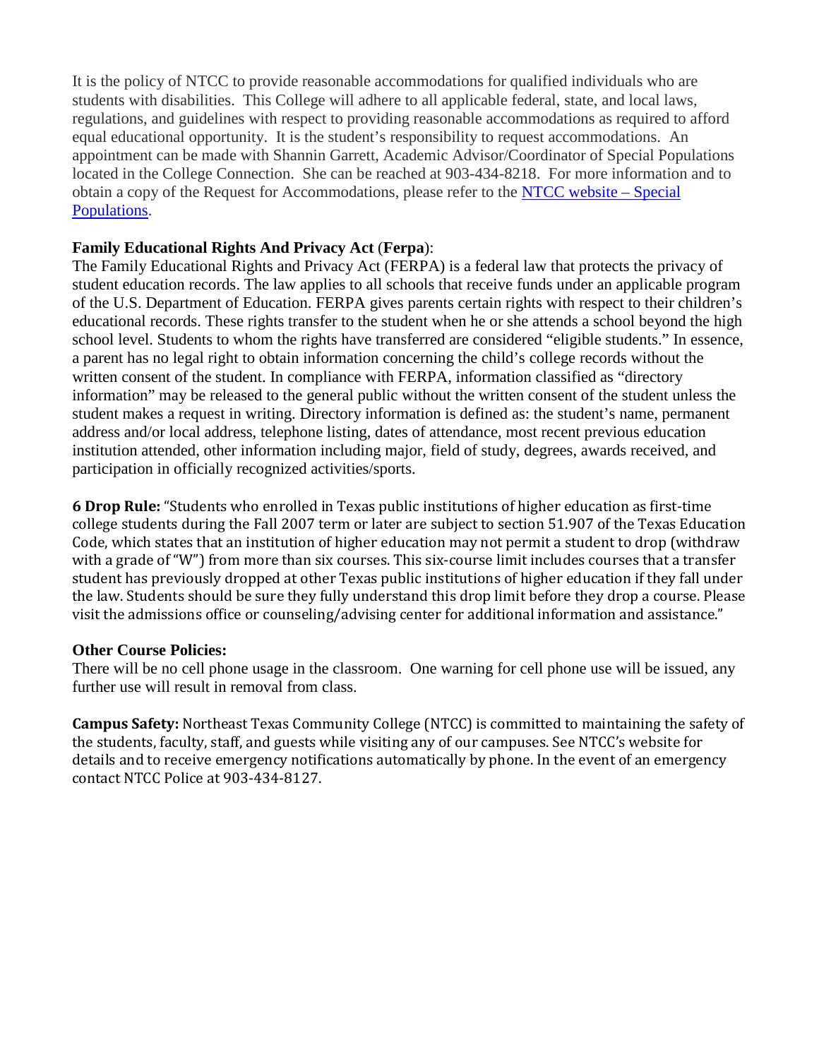It is the policy of NTCC to provide reasonable accommodations for qualified individuals who are students with disabilities. This College will adhere to all applicable federal, state, and local laws, regulations, and guidelines with respect to providing reasonable accommodations as required to afford equal educational opportunity. It is the student's responsibility to request accommodations. An appointment can be made with Shannin Garrett, Academic Advisor/Coordinator of Special Populations located in the College Connection. She can be reached at 903-434-8218. For more information and to obtain a copy of the Request for Accommodations, please refer to the NTCC website – Special Populations.

**Family Educational Rights And Privacy Act** (**Ferpa**):
The Family Educational Rights and Privacy Act (FERPA) is a federal law that protects the privacy of student education records. The law applies to all schools that receive funds under an applicable program of the U.S. Department of Education. FERPA gives parents certain rights with respect to their children's educational records. These rights transfer to the student when he or she attends a school beyond the high school level. Students to whom the rights have transferred are considered "eligible students." In essence, a parent has no legal right to obtain information concerning the child's college records without the written consent of the student. In compliance with FERPA, information classified as "directory information" may be released to the general public without the written consent of the student unless the student makes a request in writing. Directory information is defined as: the student's name, permanent address and/or local address, telephone listing, dates of attendance, most recent previous education institution attended, other information including major, field of study, degrees, awards received, and participation in officially recognized activities/sports.

**6 Drop Rule:** "Students who enrolled in Texas public institutions of higher education as first-time college students during the Fall 2007 term or later are subject to section 51.907 of the Texas Education Code, which states that an institution of higher education may not permit a student to drop (withdraw with a grade of "W") from more than six courses. This six-course limit includes courses that a transfer student has previously dropped at other Texas public institutions of higher education if they fall under the law. Students should be sure they fully understand this drop limit before they drop a course. Please visit the admissions office or counseling/advising center for additional information and assistance."

**Other Course Policies:**
There will be no cell phone usage in the classroom. One warning for cell phone use will be issued, any further use will result in removal from class.

**Campus Safety:** Northeast Texas Community College (NTCC) is committed to maintaining the safety of the students, faculty, staff, and guests while visiting any of our campuses. See NTCC's website for details and to receive emergency notifications automatically by phone. In the event of an emergency contact NTCC Police at 903-434-8127.